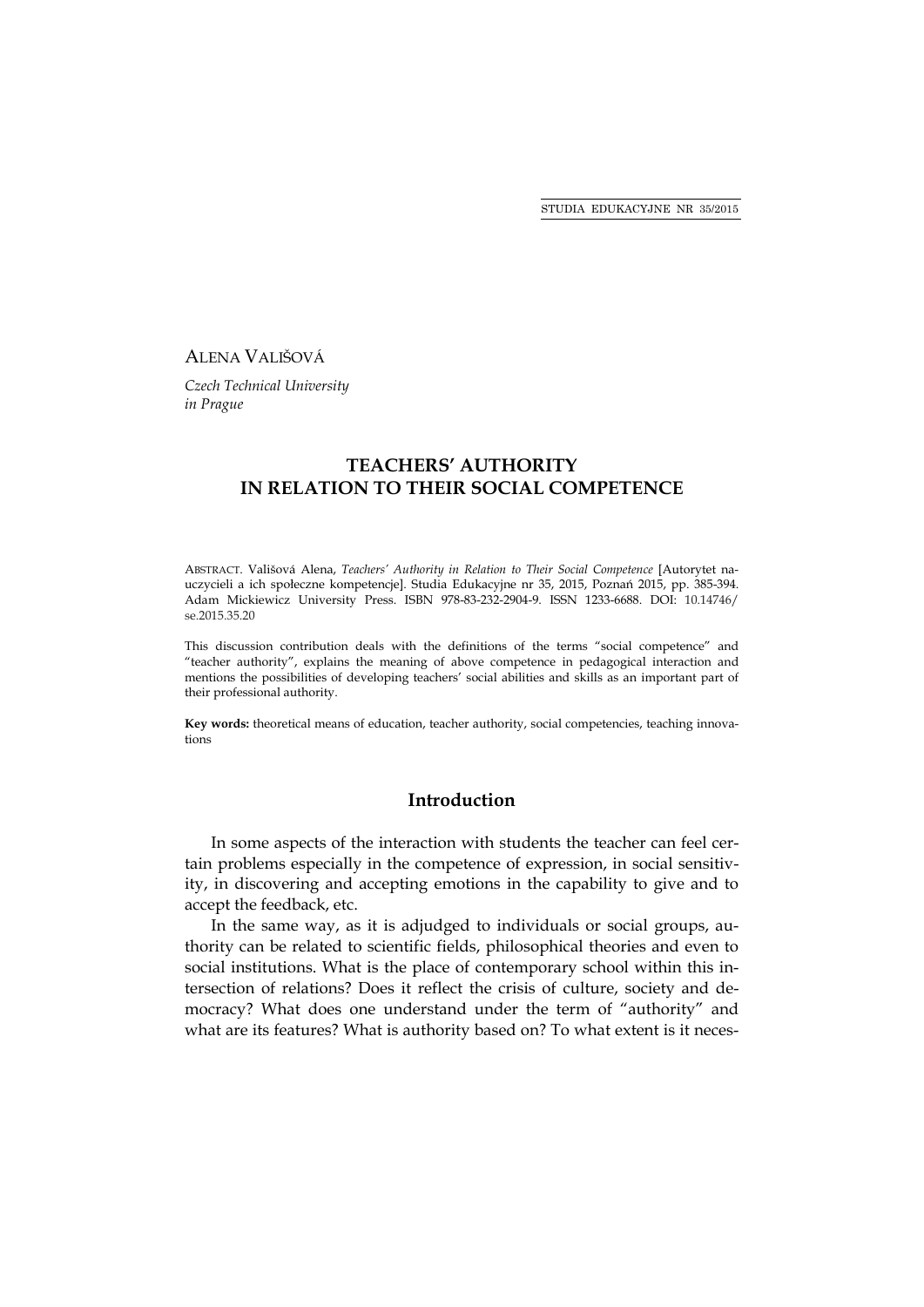ALENA VALIŠOVÁ

*Czech Technical University in Prague*

# TEACHERS' AUTHORITY IN RELATION TO THEIR SOCIAL COMPETENCE

ABSTRACT. Vališová Alena, *Teachers' Authority in Relation to Their Social Competence* [Autorytet nauczycieli a ich społeczne kompetencje]. Studia Edukacyjne nr 35, 2015, Poznań 2015, pp. 385-394. Adam Mickiewicz University Press. ISBN 978-83-232-2904-9. ISSN 1233-6688. DOI: 10.14746/se.2015.35.20

This discussion contribution deals with the definitions of the terms "social competence" and "teacher authority", explains the meaning of above competence in pedagogical interaction and mentions the possibilities of developing teachers' social abilities and skills as an important part of their professional authority.

**Key words:** theoretical means of education, teacher authority, social competencies, teaching innovations

## Introduction

In some aspects of the interaction with students the teacher can feel certain problems especially in the competence of expression, in social sensitivity, in discovering and accepting emotions in the capability to give and to accept the feedback, etc.

In the same way, as it is adjudged to individuals or social groups, authority can be related to scientific fields, philosophical theories and even to social institutions. What is the place of contemporary school within this intersection of relations? Does it reflect the crisis of culture, society and democracy? What does one understand under the term of "authority" and what are its features? What is authority based on? To what extent is it neces-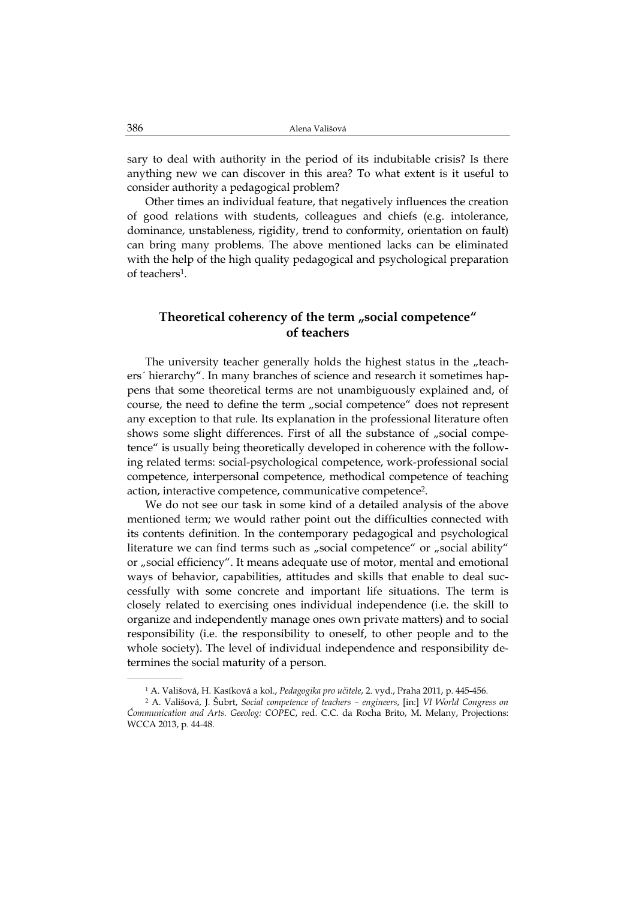sary to deal with authority in the period of its indubitable crisis? Is there anything new we can discover in this area? To what extent is it useful to consider authority a pedagogical problem?

Other times an individual feature, that negatively influences the creation of good relations with students, colleagues and chiefs (e.g. intolerance, dominance, unstableness, rigidity, trend to conformity, orientation on fault) can bring many problems. The above mentioned lacks can be eliminated with the help of the high quality pedagogical and psychological preparation of teachers[1].

## Theoretical coherency of the term „social competence" of teachers

The university teacher generally holds the highest status in the „teachers´ hierarchy". In many branches of science and research it sometimes happens that some theoretical terms are not unambiguously explained and, of course, the need to define the term „social competence" does not represent any exception to that rule. Its explanation in the professional literature often shows some slight differences. First of all the substance of „social competence" is usually being theoretically developed in coherence with the following related terms: social-psychological competence, work-professional social competence, interpersonal competence, methodical competence of teaching action, interactive competence, communicative competence[2].

We do not see our task in some kind of a detailed analysis of the above mentioned term; we would rather point out the difficulties connected with its contents definition. In the contemporary pedagogical and psychological literature we can find terms such as „social competence" or „social ability" or „social efficiency". It means adequate use of motor, mental and emotional ways of behavior, capabilities, attitudes and skills that enable to deal successfully with some concrete and important life situations. The term is closely related to exercising ones individual independence (i.e. the skill to organize and independently manage ones own private matters) and to social responsibility (i.e. the responsibility to oneself, to other people and to the whole society). The level of individual independence and responsibility determines the social maturity of a person.

---

[1] A. Vališová, H. Kasíková a kol., *Pedagogika pro učitele*, 2. vyd., Praha 2011, p. 445-456.

[2] A. Vališová, J. Šubrt, *Social competence of teachers – engineers*, [in:] *VI World Congress on Ćommunication and Arts. Geeolog: COPEC*, red. C.C. da Rocha Brito, M. Melany, Projections: WCCA 2013, p. 44-48.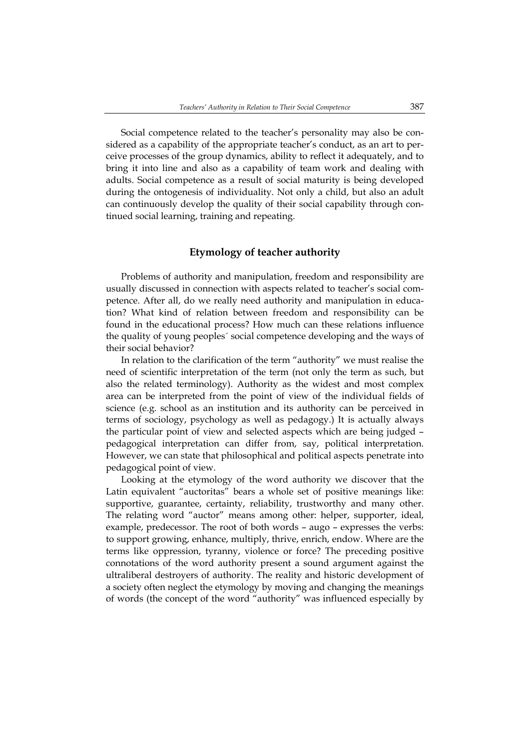Social competence related to the teacher's personality may also be considered as a capability of the appropriate teacher's conduct, as an art to perceive processes of the group dynamics, ability to reflect it adequately, and to bring it into line and also as a capability of team work and dealing with adults. Social competence as a result of social maturity is being developed during the ontogenesis of individuality. Not only a child, but also an adult can continuously develop the quality of their social capability through continued social learning, training and repeating.

## Etymology of teacher authority

Problems of authority and manipulation, freedom and responsibility are usually discussed in connection with aspects related to teacher's social competence. After all, do we really need authority and manipulation in education? What kind of relation between freedom and responsibility can be found in the educational process? How much can these relations influence the quality of young peoples´ social competence developing and the ways of their social behavior?

In relation to the clarification of the term "authority" we must realise the need of scientific interpretation of the term (not only the term as such, but also the related terminology). Authority as the widest and most complex area can be interpreted from the point of view of the individual fields of science (e.g. school as an institution and its authority can be perceived in terms of sociology, psychology as well as pedagogy.) It is actually always the particular point of view and selected aspects which are being judged – pedagogical interpretation can differ from, say, political interpretation. However, we can state that philosophical and political aspects penetrate into pedagogical point of view.

Looking at the etymology of the word authority we discover that the Latin equivalent "auctoritas" bears a whole set of positive meanings like: supportive, guarantee, certainty, reliability, trustworthy and many other. The relating word "auctor" means among other: helper, supporter, ideal, example, predecessor. The root of both words – augo – expresses the verbs: to support growing, enhance, multiply, thrive, enrich, endow. Where are the terms like oppression, tyranny, violence or force? The preceding positive connotations of the word authority present a sound argument against the ultraliberal destroyers of authority. The reality and historic development of a society often neglect the etymology by moving and changing the meanings of words (the concept of the word "authority" was influenced especially by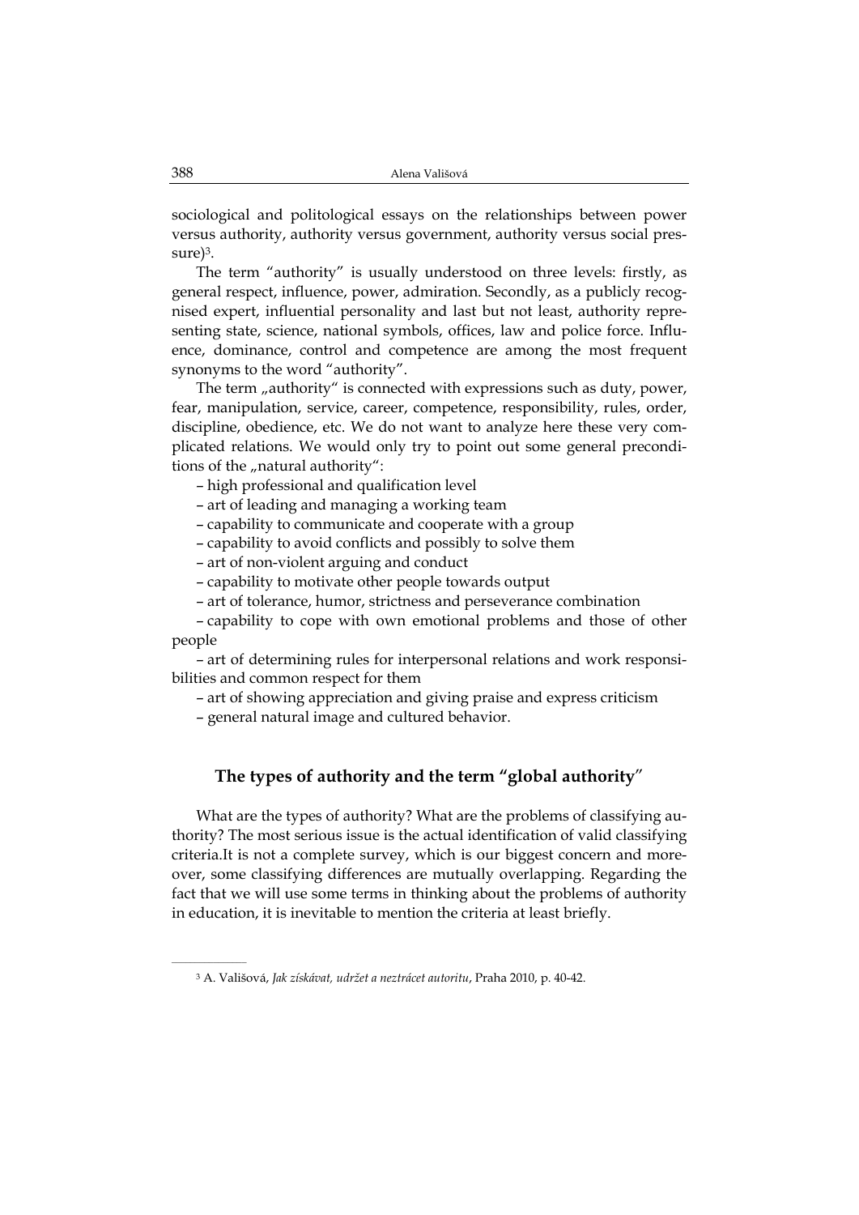sociological and politological essays on the relationships between power versus authority, authority versus government, authority versus social pressure)[3].

The term "authority" is usually understood on three levels: firstly, as general respect, influence, power, admiration. Secondly, as a publicly recognised expert, influential personality and last but not least, authority representing state, science, national symbols, offices, law and police force. Influence, dominance, control and competence are among the most frequent synonyms to the word "authority".

The term „authority" is connected with expressions such as duty, power, fear, manipulation, service, career, competence, responsibility, rules, order, discipline, obedience, etc. We do not want to analyze here these very complicated relations. We would only try to point out some general preconditions of the „natural authority":

– high professional and qualification level

– art of leading and managing a working team

– capability to communicate and cooperate with a group

– capability to avoid conflicts and possibly to solve them

– art of non-violent arguing and conduct

– capability to motivate other people towards output

– art of tolerance, humor, strictness and perseverance combination

– capability to cope with own emotional problems and those of other people

– art of determining rules for interpersonal relations and work responsibilities and common respect for them

– art of showing appreciation and giving praise and express criticism

– general natural image and cultured behavior.

## The types of authority and the term "global authority"

What are the types of authority? What are the problems of classifying authority? The most serious issue is the actual identification of valid classifying criteria.It is not a complete survey, which is our biggest concern and moreover, some classifying differences are mutually overlapping. Regarding the fact that we will use some terms in thinking about the problems of authority in education, it is inevitable to mention the criteria at least briefly.

---

[3] A. Católica Vališová, *Jak získávat, udržet a neztrácet autoritu*, Praha 2010, p. 40-42.

sociological and politological essays on the relationships between power versus authority, authority versus government, authority versus social pressure)[3].

The term "authority" is usually understood on three levels: firstly, as general respect, influence, power, admiration. Secondly, as a publicly recognised expert, influential personality and last but not least, authority representing state, science, national symbols, offices, law and police force. Influence, dominance, control and competence are among the most frequent synonyms to the word "authority".

The term „authority" is connected with expressions such as duty, power, fear, manipulation, service, career, competence, responsibility, rules, order, discipline, obedience, etc. We do not want to analyze here these very complicated relations. We would only try to point out some general preconditions of the „natural authority":

– high professional and qualification level

– art of leading and managing a working team

– capability to communicate and cooperate with a group

– capability to avoid conflicts and possibly to solve them

– art of non-violent arguing and conduct

– capability to motivate other people towards output

– art of tolerance, humor, strictness and perseverance combination

– capability to cope with own emotional problems and those of other people

– art of determining rules for interpersonal relations and work responsibilities and common respect for them

– art of showing appreciation and giving praise and express criticism

– general natural image and cultured behavior.

## The types of authority and the term "global authority"

What are the types of authority? What are the problems of classifying authority? The most serious issue is the actual identification of valid classifying criteria.It is not a complete survey, which is our biggest concern and moreover, some classifying differences are mutually overlapping. Regarding the fact that we will use some terms in thinking about the problems of authority in education, it is inevitable to mention the criteria at least briefly.

---

[3] A. Vališová, *Jak získávat, udržet a neztrácet autoritu*, Praha 2010, p. 40-42.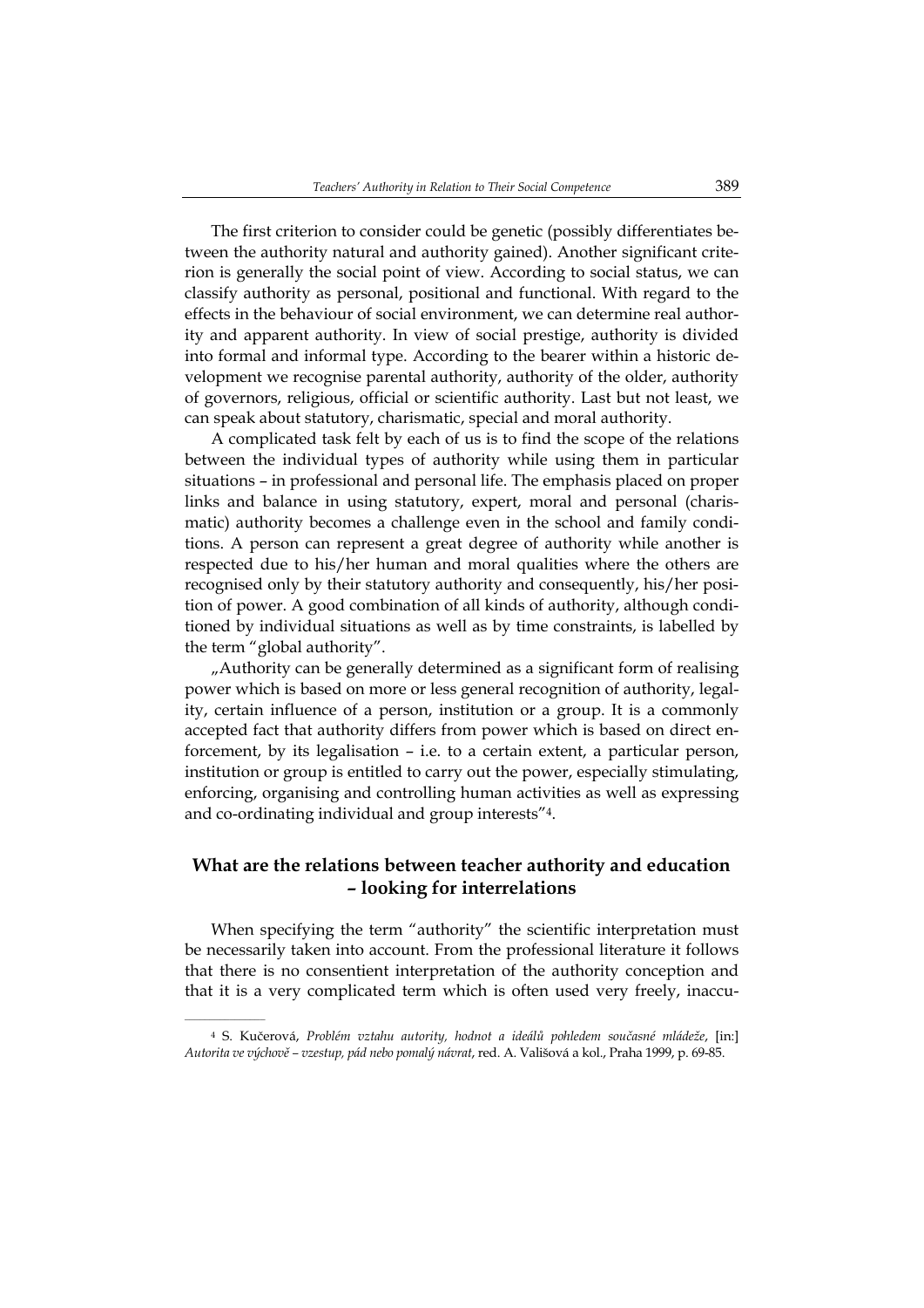The first criterion to consider could be genetic (possibly differentiates between the authority natural and authority gained). Another significant criterion is generally the social point of view. According to social status, we can classify authority as personal, positional and functional. With regard to the effects in the behaviour of social environment, we can determine real authority and apparent authority. In view of social prestige, authority is divided into formal and informal type. According to the bearer within a historic development we recognise parental authority, authority of the older, authority of governors, religious, official or scientific authority. Last but not least, we can speak about statutory, charismatic, special and moral authority.

A complicated task felt by each of us is to find the scope of the relations between the individual types of authority while using them in particular situations – in professional and personal life. The emphasis placed on proper links and balance in using statutory, expert, moral and personal (charismatic) authority becomes a challenge even in the school and family conditions. A person can represent a great degree of authority while another is respected due to his/her human and moral qualities where the others are recognised only by their statutory authority and consequently, his/her position of power. A good combination of all kinds of authority, although conditioned by individual situations as well as by time constraints, is labelled by the term "global authority".

„Authority can be generally determined as a significant form of realising power which is based on more or less general recognition of authority, legality, certain influence of a person, institution or a group. It is a commonly accepted fact that authority differs from power which is based on direct enforcement, by its legalisation – i.e. to a certain extent, a particular person, institution or group is entitled to carry out the power, especially stimulating, enforcing, organising and controlling human activities as well as expressing and co-ordinating individual and group interests"[4].

## What are the relations between teacher authority and education – looking for interrelations

When specifying the term "authority" the scientific interpretation must be necessarily taken into account. From the professional literature it follows that there is no consentient interpretation of the authority conception and that it is a very complicated term which is often used very freely, inaccu-

---

[4] S. Kučerová, *Problém vztahu autority, hodnot a ideálů pohledem současné mládeže*, [in:] *Autorita ve výchově – vzestup, pád nebo pomalý návrat*, red. A. Vališová a kol., Praha 1999, p. 69-85.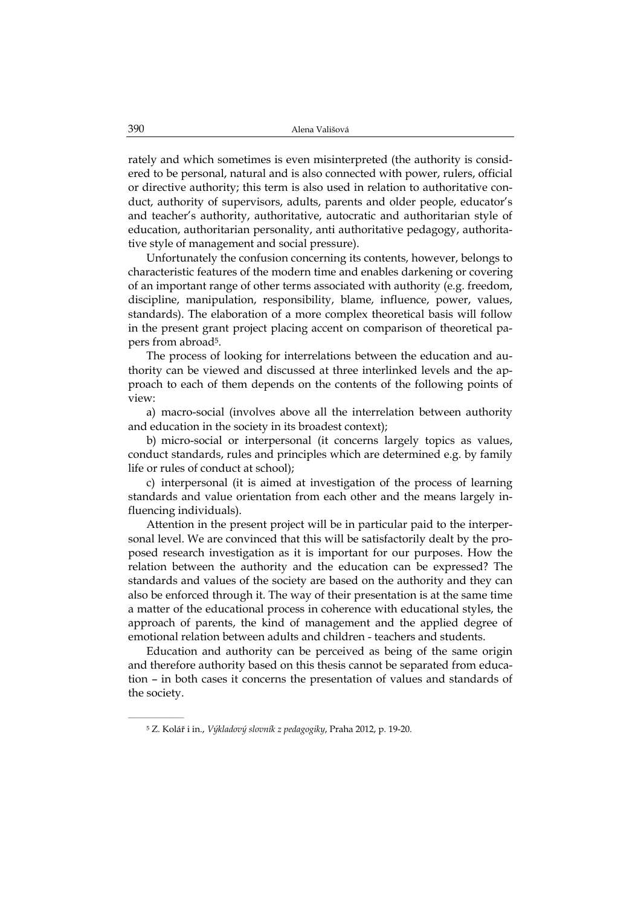rately and which sometimes is even misinterpreted (the authority is considered to be personal, natural and is also connected with power, rulers, official or directive authority; this term is also used in relation to authoritative conduct, authority of supervisors, adults, parents and older people, educator's and teacher's authority, authoritative, autocratic and authoritarian style of education, authoritarian personality, anti authoritative pedagogy, authoritative style of management and social pressure).

Unfortunately the confusion concerning its contents, however, belongs to characteristic features of the modern time and enables darkening or covering of an important range of other terms associated with authority (e.g. freedom, discipline, manipulation, responsibility, blame, influence, power, values, standards). The elaboration of a more complex theoretical basis will follow in the present grant project placing accent on comparison of theoretical papers from abroad[5].

The process of looking for interrelations between the education and authority can be viewed and discussed at three interlinked levels and the approach to each of them depends on the contents of the following points of view:

a) macro-social (involves above all the interrelation between authority and education in the society in its broadest context);

b) micro-social or interpersonal (it concerns largely topics as values, conduct standards, rules and principles which are determined e.g. by family life or rules of conduct at school);

c) interpersonal (it is aimed at investigation of the process of learning standards and value orientation from each other and the means largely influencing individuals).

Attention in the present project will be in particular paid to the interpersonal level. We are convinced that this will be satisfactorily dealt by the proposed research investigation as it is important for our purposes. How the relation between the authority and the education can be expressed? The standards and values of the society are based on the authority and they can also be enforced through it. The way of their presentation is at the same time a matter of the educational process in coherence with educational styles, the approach of parents, the kind of management and the applied degree of emotional relation between adults and children - teachers and students.

Education and authority can be perceived as being of the same origin and therefore authority based on this thesis cannot be separated from education – in both cases it concerns the presentation of values and standards of the society.

---

[5] Z. Kolář i in., *Výkladový slovník z pedagogiky*, Praha 2012, p. 19-20.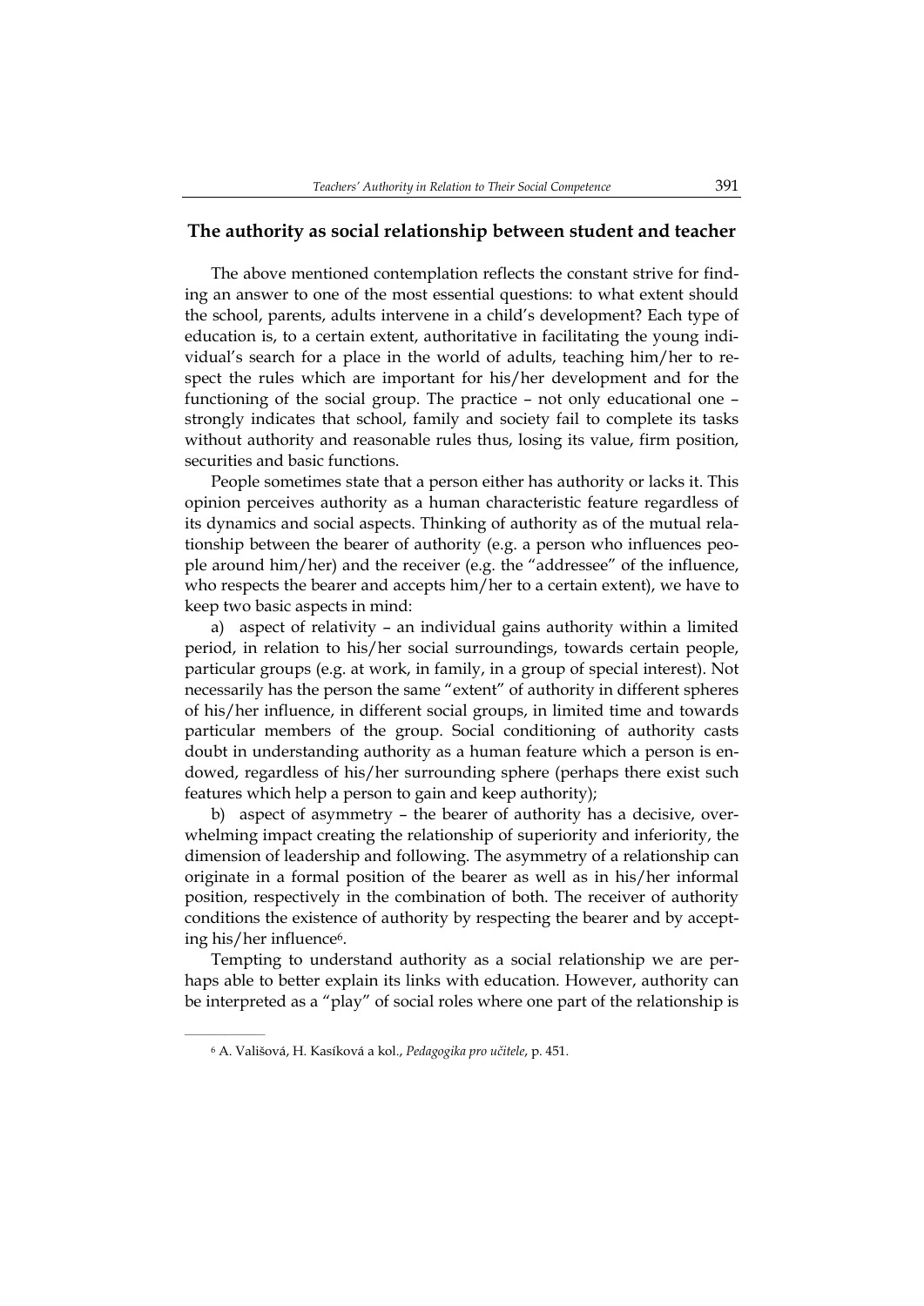## The authority as social relationship between student and teacher

The above mentioned contemplation reflects the constant strive for finding an answer to one of the most essential questions: to what extent should the school, parents, adults intervene in a child's development? Each type of education is, to a certain extent, authoritative in facilitating the young individual's search for a place in the world of adults, teaching him/her to respect the rules which are important for his/her development and for the functioning of the social group. The practice – not only educational one – strongly indicates that school, family and society fail to complete its tasks without authority and reasonable rules thus, losing its value, firm position, securities and basic functions.

People sometimes state that a person either has authority or lacks it. This opinion perceives authority as a human characteristic feature regardless of its dynamics and social aspects. Thinking of authority as of the mutual relationship between the bearer of authority (e.g. a person who influences people around him/her) and the receiver (e.g. the "addressee" of the influence, who respects the bearer and accepts him/her to a certain extent), we have to keep two basic aspects in mind:

a) aspect of relativity – an individual gains authority within a limited period, in relation to his/her social surroundings, towards certain people, particular groups (e.g. at work, in family, in a group of special interest). Not necessarily has the person the same "extent" of authority in different spheres of his/her influence, in different social groups, in limited time and towards particular members of the group. Social conditioning of authority casts doubt in understanding authority as a human feature which a person is endowed, regardless of his/her surrounding sphere (perhaps there exist such features which help a person to gain and keep authority);

b) aspect of asymmetry – the bearer of authority has a decisive, overwhelming impact creating the relationship of superiority and inferiority, the dimension of leadership and following. The asymmetry of a relationship can originate in a formal position of the bearer as well as in his/her informal position, respectively in the combination of both. The receiver of authority conditions the existence of authority by respecting the bearer and by accepting his/her influence[6].

Tempting to understand authority as a social relationship we are perhaps able to better explain its links with education. However, authority can be interpreted as a "play" of social roles where one part of the relationship is

[6] A. Vališová, H. Kasíková a kol., *Pedagogika pro učitele*, p. 451.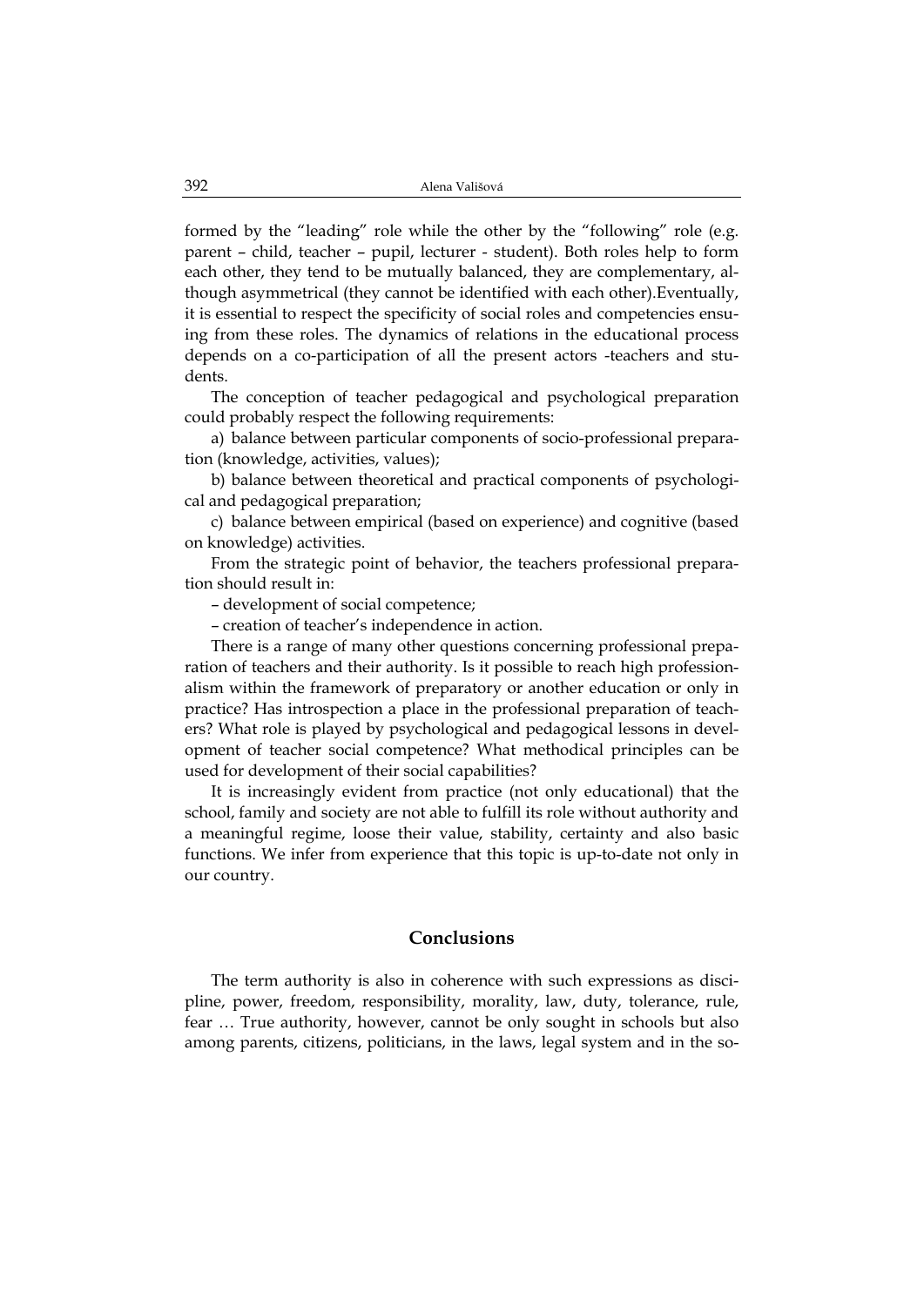formed by the "leading" role while the other by the "following" role (e.g. parent – child, teacher – pupil, lecturer - student). Both roles help to form each other, they tend to be mutually balanced, they are complementary, although asymmetrical (they cannot be identified with each other).Eventually, it is essential to respect the specificity of social roles and competencies ensuing from these roles. The dynamics of relations in the educational process depends on a co-participation of all the present actors -teachers and students.

The conception of teacher pedagogical and psychological preparation could probably respect the following requirements:

a) balance between particular components of socio-professional preparation (knowledge, activities, values);

b) balance between theoretical and practical components of psychological and pedagogical preparation;

c) balance between empirical (based on experience) and cognitive (based on knowledge) activities.

From the strategic point of behavior, the teachers professional preparation should result in:

– development of social competence;

– creation of teacher's independence in action.

There is a range of many other questions concerning professional preparation of teachers and their authority. Is it possible to reach high professionalism within the framework of preparatory or another education or only in practice? Has introspection a place in the professional preparation of teachers? What role is played by psychological and pedagogical lessons in development of teacher social competence? What methodical principles can be used for development of their social capabilities?

It is increasingly evident from practice (not only educational) that the school, family and society are not able to fulfill its role without authority and a meaningful regime, loose their value, stability, certainty and also basic functions. We infer from experience that this topic is up-to-date not only in our country.

## Conclusions

The term authority is also in coherence with such expressions as discipline, power, freedom, responsibility, morality, law, duty, tolerance, rule, fear … True authority, however, cannot be only sought in schools but also among parents, citizens, politicians, in the laws, legal system and in the so-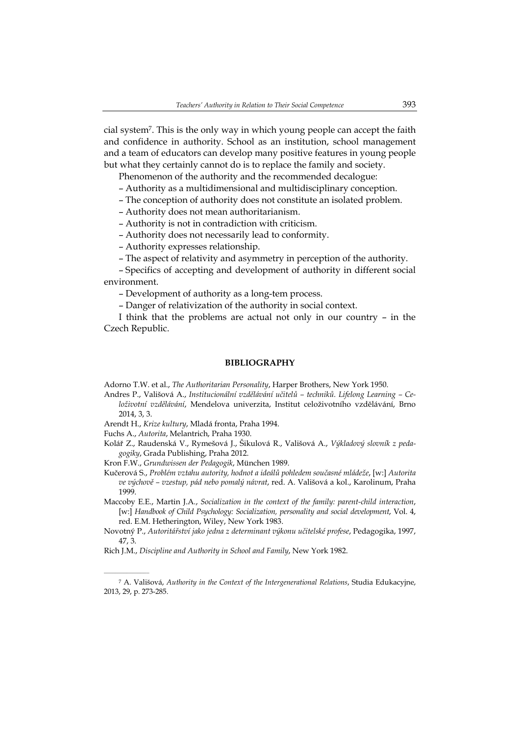cial system[7]. This is the only way in which young people can accept the faith and confidence in authority. School as an institution, school management and a team of educators can develop many positive features in young people but what they certainly cannot do is to replace the family and society.

Phenomenon of the authority and the recommended decalogue:

– Authority as a multidimensional and multidisciplinary conception.

– The conception of authority does not constitute an isolated problem.

– Authority does not mean authoritarianism.

– Authority is not in contradiction with criticism.

– Authority does not necessarily lead to conformity.

– Authority expresses relationship.

– The aspect of relativity and asymmetry in perception of the authority.

– Specifics of accepting and development of authority in different social environment.

– Development of authority as a long-tem process.

– Danger of relativization of the authority in social context.

I think that the problems are actual not only in our country – in the Czech Republic.

## BIBLIOGRAPHY

Adorno T.W. et al., *The Authoritarian Personality*, Harper Brothers, New York 1950.

Andres P., Vališová A., *Institucionální vzdělávání učitelů – techniků. Lifelong Learning – Celoživotní vzdělávání*, Mendelova univerzita, Institut celoživotního vzdělávání, Brno 2014, 3, 3.

Arendt H., *Krize kultury*, Mladá fronta, Praha 1994.

Fuchs A., *Autorita*, Melantrich, Praha 1930.

Kolář Z., Raudenská V., Rymešová J., Šikulová R., Vališová A., *Výkladový slovník z pedagogiky*, Grada Publishing, Praha 2012.

Kron F.W., *Grundwissen der Pedagogik*, München 1989.

Kučerová S., *Problém vztahu autority, hodnot a ideálů pohledem současné mládeže*, [w:] *Autorita ve výchově – vzestup, pád nebo pomalý návrat*, red. A. Vališová a kol., Karolinum, Praha 1999.

Maccoby E.E., Martin J.A., *Socialization in the context of the family: parent-child interaction*, [w:] *Handbook of Child Psychology: Socialization, personality and social development*, Vol. 4, red. E.M. Hetherington, Wiley, New York 1983.

Novotný P., *Autoritářství jako jedna z determinant výkonu učitelské profese*, Pedagogika, 1997, 47, 3.

Rich J.M., *Discipline and Authority in School and Family*, New York 1982.

---

[7] A. Vališová, *Authority in the Context of the Intergenerational Relations*, Studia Edukacyjne, 2013, 29, p. 273-285.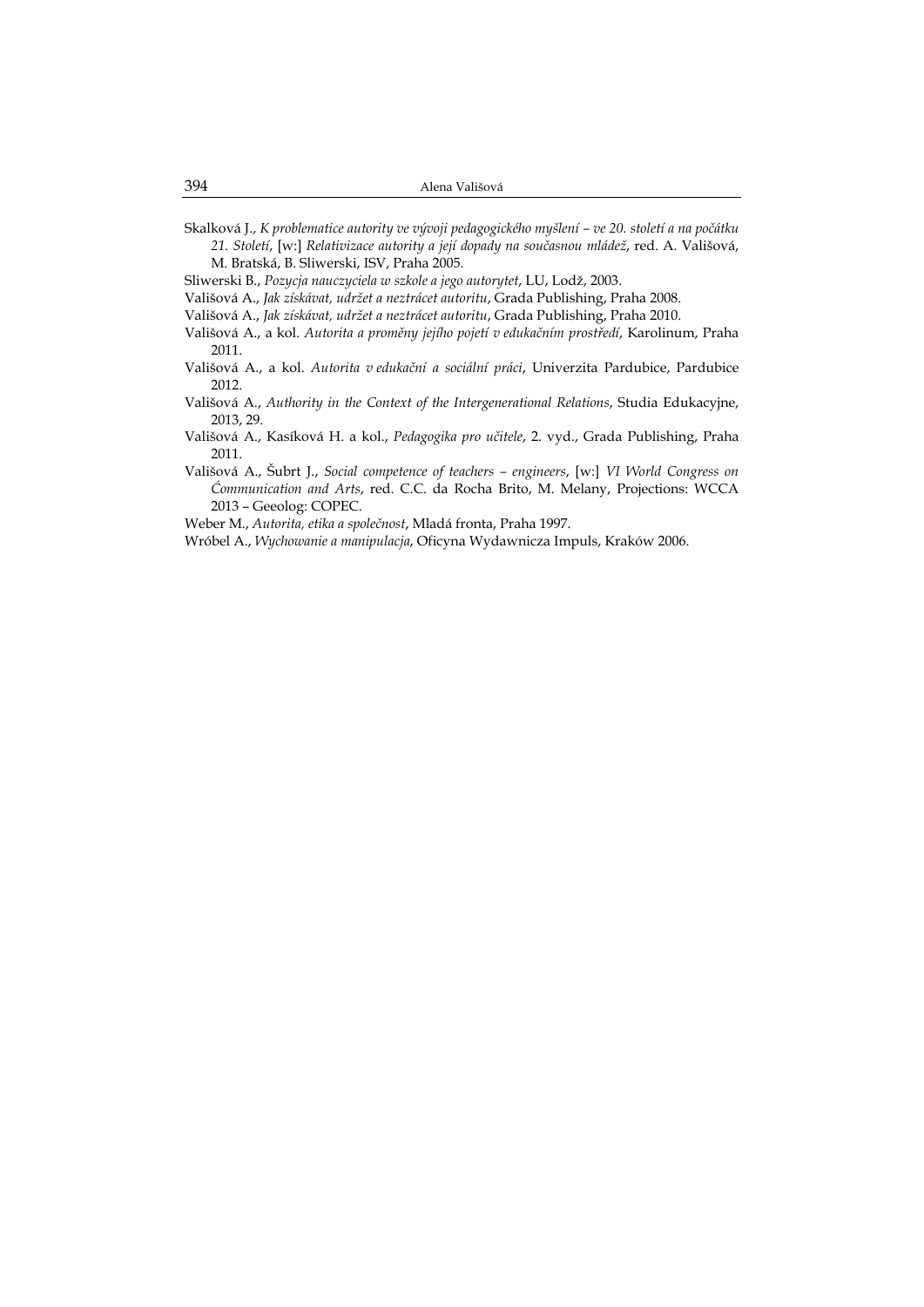Skalková J., *K problematice autority ve vývoji pedagogického myšlení – ve 20. století a na počátku 21. Století*, [w:] *Relativizace autority a její dopady na současnou mládež*, red. A. Vališová, M. Bratská, B. Sliwerski, ISV, Praha 2005.

Sliwerski B., *Pozycja nauczyciela w szkole a jego autorytet*, LU, Lodž, 2003.

Vališová A., *Jak získávat, udržet a neztrácet autoritu*, Grada Publishing, Praha 2008.

Vališová A., *Jak získávat, udržet a neztrácet autoritu*, Grada Publishing, Praha 2010.

Vališová A., a kol. *Autorita a proměny jejího pojetí v edukačním prostředí*, Karolinum, Praha 2011.

Vališová A., a kol. *Autorita v edukační a sociální práci*, Univerzita Pardubice, Pardubice 2012.

Vališová A., *Authority in the Context of the Intergenerational Relations*, Studia Edukacyjne, 2013, 29.

Vališová A., Kasíková H. a kol., *Pedagogika pro učitele*, 2. vyd., Grada Publishing, Praha 2011.

Vališová A., Šubrt J., *Social competence of teachers – engineers*, [w:] *VI World Congress on Ćommunication and Arts*, red. C.C. da Rocha Brito, M. Melany, Projections: WCCA 2013 – Geeolog: COPEC.

Weber M., *Autorita, etika a společnost*, Mladá fronta, Praha 1997.

Wróbel A., *Wychowanie a manipulacja*, Oficyna Wydawnicza Impuls, Kraków 2006.